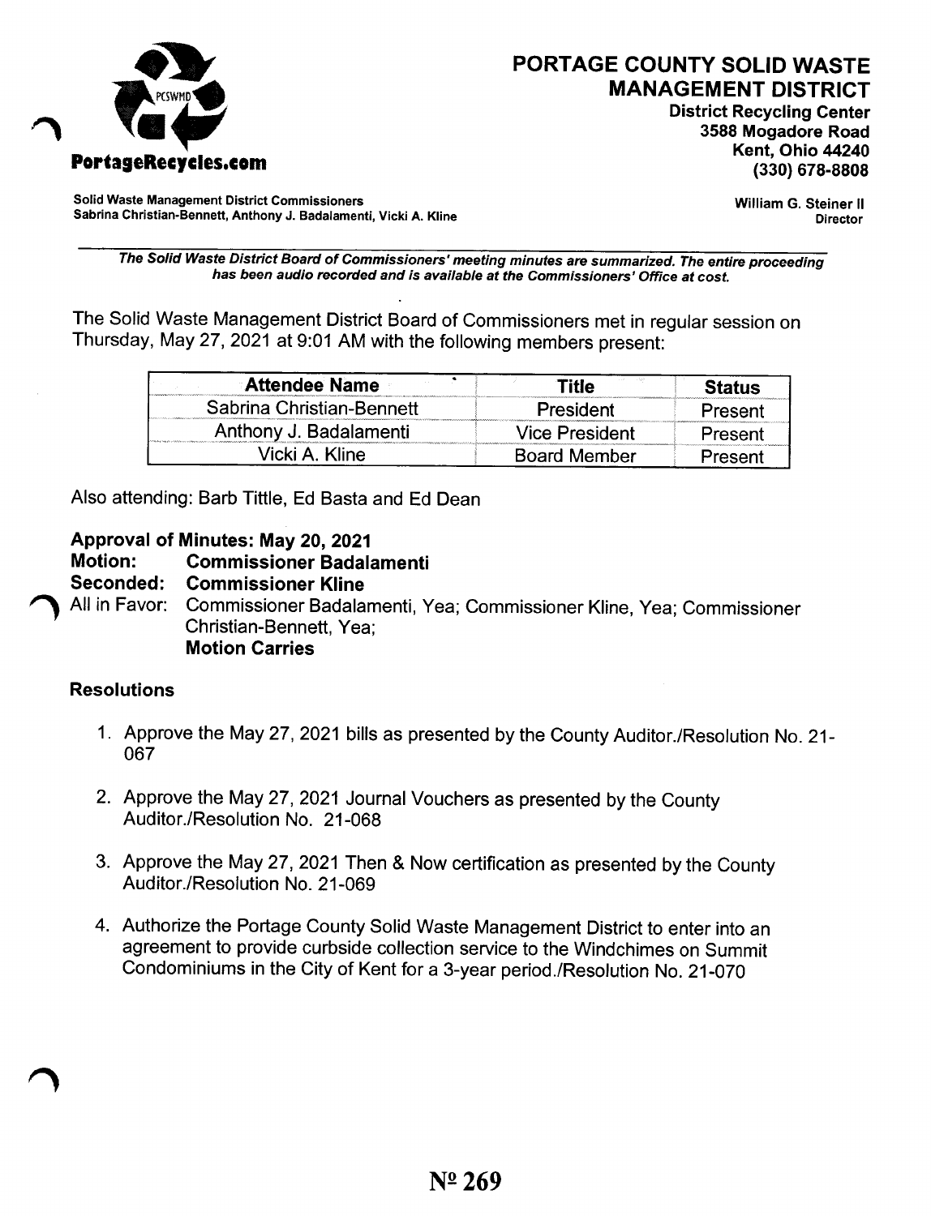**PortageRecycles.com**

# PORTAGE COUNTY SOLID WASTE MANAGEMENT DISTRICT

**District Recycling Center**
**3588 Mogadore Road**
**Kent, Ohio 44240**
**(330) 678-8808**

**Solid Waste Management District Commissioners**
**Sabrina Christian-Bennett, Anthony J. Badalamenti, Vicki A. Kline**

**William G. Steiner II**
**Director**

***The Solid Waste District Board of Commissioners' meeting minutes are summarized. The entire proceeding has been audio recorded and is available at the Commissioners' Office at cost.***

The Solid Waste Management District Board of Commissioners met in regular session on Thursday, May 27, 2021 at 9:01 AM with the following members present:

| Attendee Name | Title | Status |
|---|---|---|
| Sabrina Christian-Bennett | President | Present |
| Anthony J. Badalamenti | Vice President | Present |
| Vicki A. Kline | Board Member | Present |

Also attending: Barb Tittle, Ed Basta and Ed Dean

**Approval of Minutes: May 20, 2021**
**Motion: Commissioner Badalamenti**
**Seconded: Commissioner Kline**
All in Favor: Commissioner Badalamenti, Yea; Commissioner Kline, Yea; Commissioner Christian-Bennett, Yea;
**Motion Carries**

## Resolutions

1. Approve the May 27, 2021 bills as presented by the County Auditor./Resolution No. 21-067

2. Approve the May 27, 2021 Journal Vouchers as presented by the County Auditor./Resolution No. 21-068

3. Approve the May 27, 2021 Then & Now certification as presented by the County Auditor./Resolution No. 21-069

4. Authorize the Portage County Solid Waste Management District to enter into an agreement to provide curbside collection service to the Windchimes on Summit Condominiums in the City of Kent for a 3-year period./Resolution No. 21-070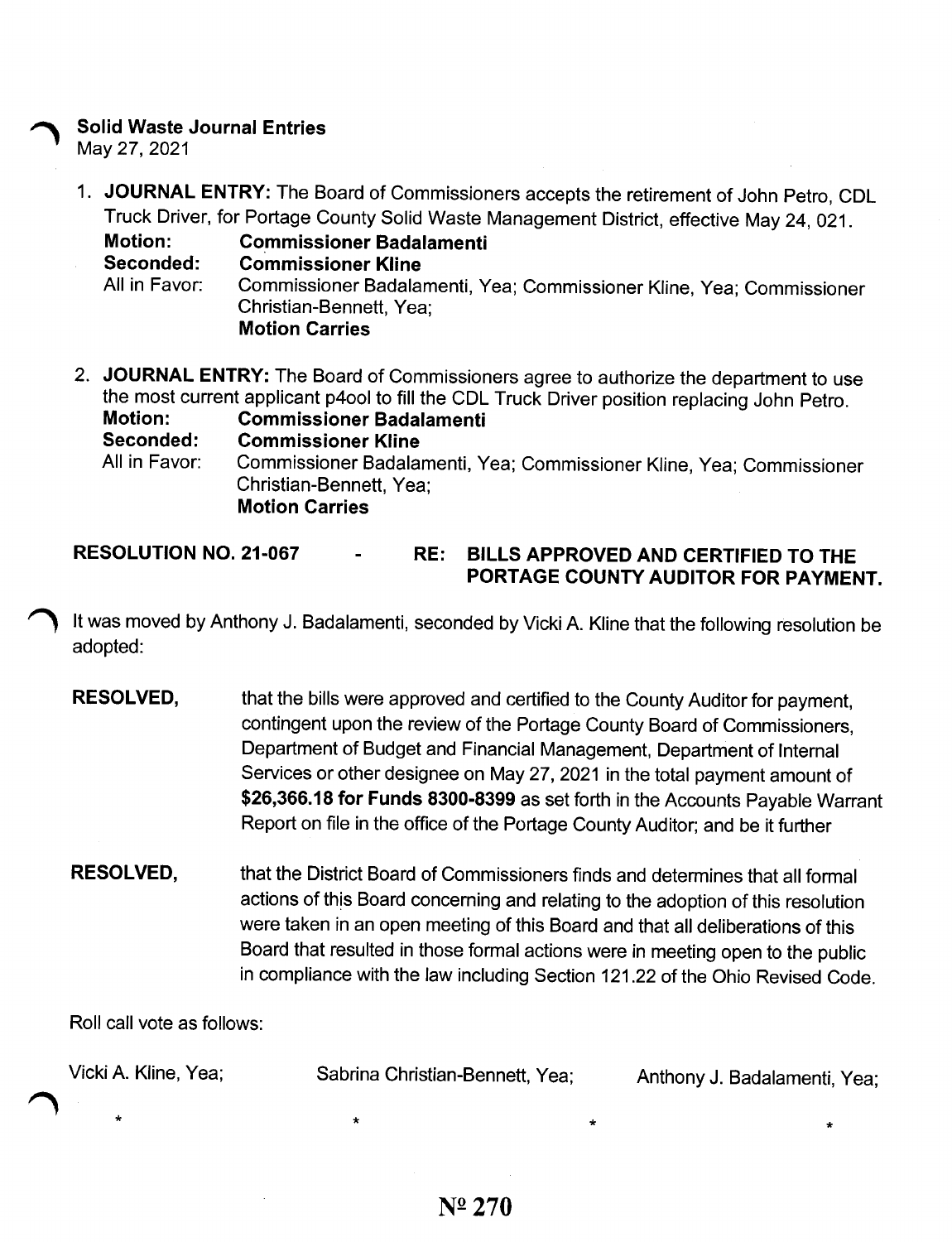**Solid Waste Journal Entries**
May 27, 2021

1. **JOURNAL ENTRY:** The Board of Commissioners accepts the retirement of John Petro, CDL Truck Driver, for Portage County Solid Waste Management District, effective May 24, 021.

   **Motion:** **Commissioner Badalamenti**
   **Seconded:** **Commissioner Kline**
   All in Favor: Commissioner Badalamenti, Yea; Commissioner Kline, Yea; Commissioner Christian-Bennett, Yea;
   **Motion Carries**

2. **JOURNAL ENTRY:** The Board of Commissioners agree to authorize the department to use the most current applicant p4ool to fill the CDL Truck Driver position replacing John Petro.

   **Motion:** **Commissioner Badalamenti**
   **Seconded:** **Commissioner Kline**
   All in Favor: Commissioner Badalamenti, Yea; Commissioner Kline, Yea; Commissioner Christian-Bennett, Yea;
   **Motion Carries**

**RESOLUTION NO. 21-067 - RE: BILLS APPROVED AND CERTIFIED TO THE PORTAGE COUNTY AUDITOR FOR PAYMENT.**

It was moved by Anthony J. Badalamenti, seconded by Vicki A. Kline that the following resolution be adopted:

**RESOLVED,** that the bills were approved and certified to the County Auditor for payment, contingent upon the review of the Portage County Board of Commissioners, Department of Budget and Financial Management, Department of Internal Services or other designee on May 27, 2021 in the total payment amount of **$26,366.18 for Funds 8300-8399** as set forth in the Accounts Payable Warrant Report on file in the office of the Portage County Auditor; and be it further

**RESOLVED,** that the District Board of Commissioners finds and determines that all formal actions of this Board concerning and relating to the adoption of this resolution were taken in an open meeting of this Board and that all deliberations of this Board that resulted in those formal actions were in meeting open to the public in compliance with the law including Section 121.22 of the Ohio Revised Code.

Roll call vote as follows:

Vicki A. Kline, Yea; Sabrina Christian-Bennett, Yea; Anthony J. Badalamenti, Yea;

\* \* \* \*

№ 270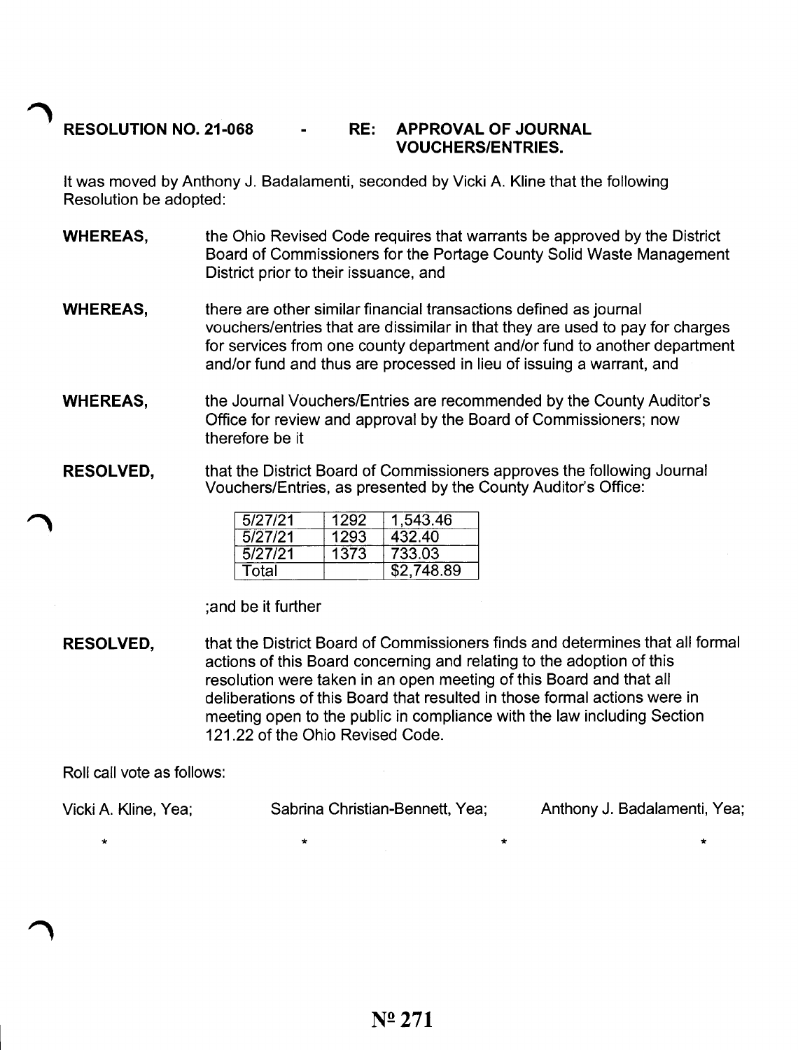**RESOLUTION NO. 21-068 - RE: APPROVAL OF JOURNAL VOUCHERS/ENTRIES.**

It was moved by Anthony J. Badalamenti, seconded by Vicki A. Kline that the following Resolution be adopted:

**WHEREAS,** the Ohio Revised Code requires that warrants be approved by the District Board of Commissioners for the Portage County Solid Waste Management District prior to their issuance, and

**WHEREAS,** there are other similar financial transactions defined as journal vouchers/entries that are dissimilar in that they are used to pay for charges for services from one county department and/or fund to another department and/or fund and thus are processed in lieu of issuing a warrant, and

**WHEREAS,** the Journal Vouchers/Entries are recommended by the County Auditor's Office for review and approval by the Board of Commissioners; now therefore be it

**RESOLVED,** that the District Board of Commissioners approves the following Journal Vouchers/Entries, as presented by the County Auditor's Office:

| | | |
|---|---|---|
| 5/27/21 | 1292 | 1,543.46 |
| 5/27/21 | 1293 | 432.40 |
| 5/27/21 | 1373 | 733.03 |
| Total | | $2,748.89 |

;and be it further

**RESOLVED,** that the District Board of Commissioners finds and determines that all formal actions of this Board concerning and relating to the adoption of this resolution were taken in an open meeting of this Board and that all deliberations of this Board that resulted in those formal actions were in meeting open to the public in compliance with the law including Section 121.22 of the Ohio Revised Code.

Roll call vote as follows:

Vicki A. Kline, Yea; Sabrina Christian-Bennett, Yea; Anthony J. Badalamenti, Yea;

\* \* \* \*

№ 271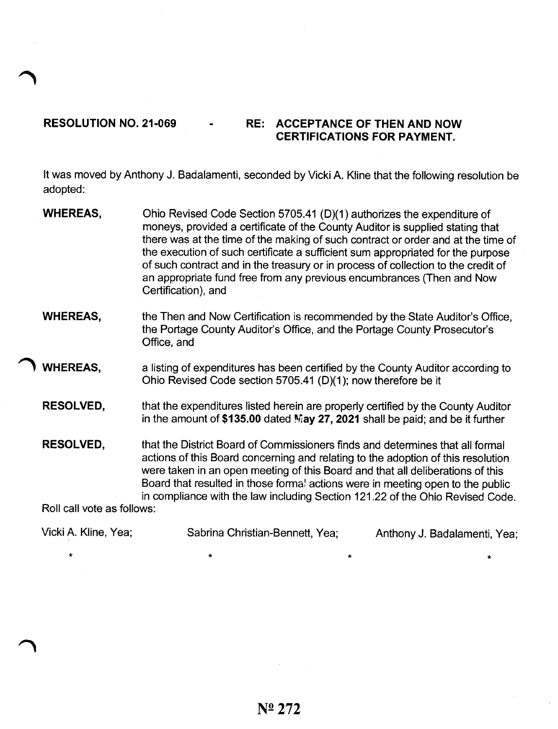**RESOLUTION NO. 21-069 - RE: ACCEPTANCE OF THEN AND NOW CERTIFICATIONS FOR PAYMENT.**

It was moved by Anthony J. Badalamenti, seconded by Vicki A. Kline that the following resolution be adopted:

**WHEREAS,** Ohio Revised Code Section 5705.41 (D)(1) authorizes the expenditure of moneys, provided a certificate of the County Auditor is supplied stating that there was at the time of the making of such contract or order and at the time of the execution of such certificate a sufficient sum appropriated for the purpose of such contract and in the treasury or in process of collection to the credit of an appropriate fund free from any previous encumbrances (Then and Now Certification), and

**WHEREAS,** the Then and Now Certification is recommended by the State Auditor's Office, the Portage County Auditor's Office, and the Portage County Prosecutor's Office, and

**WHEREAS,** a listing of expenditures has been certified by the County Auditor according to Ohio Revised Code section 5705.41 (D)(1); now therefore be it

**RESOLVED,** that the expenditures listed herein are properly certified by the County Auditor in the amount of **$135.00** dated **May 27, 2021** shall be paid; and be it further

**RESOLVED,** that the District Board of Commissioners finds and determines that all formal actions of this Board concerning and relating to the adoption of this resolution were taken in an open meeting of this Board and that all deliberations of this Board that resulted in those formal actions were in meeting open to the public in compliance with the law including Section 121.22 of the Ohio Revised Code.

Roll call vote as follows:

Vicki A. Kline, Yea; Sabrina Christian-Bennett, Yea; Anthony J. Badalamenti, Yea;

\* \* \* \*

№ 272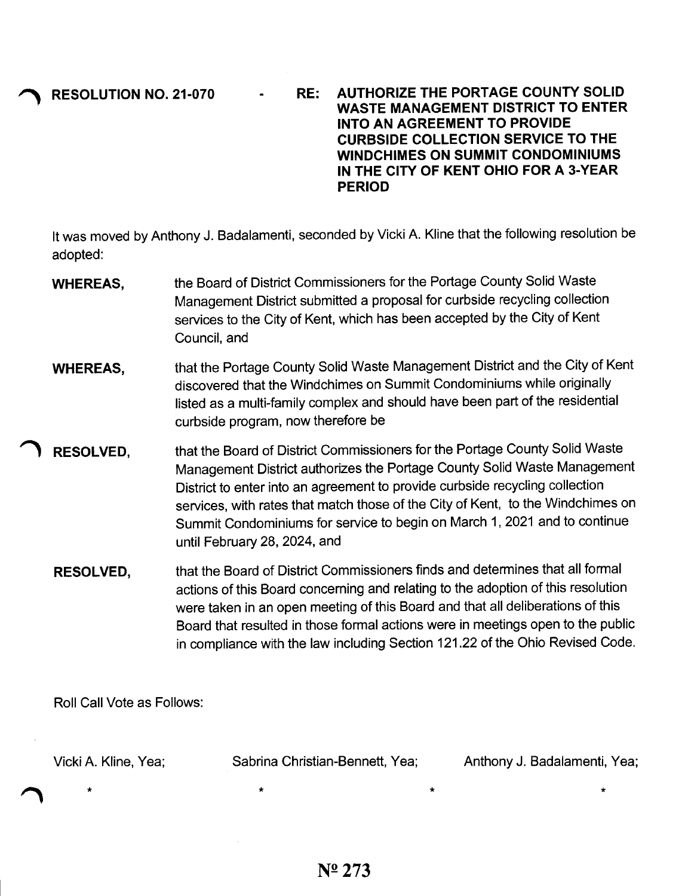**RESOLUTION NO. 21-070 - RE: AUTHORIZE THE PORTAGE COUNTY SOLID WASTE MANAGEMENT DISTRICT TO ENTER INTO AN AGREEMENT TO PROVIDE CURBSIDE COLLECTION SERVICE TO THE WINDCHIMES ON SUMMIT CONDOMINIUMS IN THE CITY OF KENT OHIO FOR A 3-YEAR PERIOD**

It was moved by Anthony J. Badalamenti, seconded by Vicki A. Kline that the following resolution be adopted:

**WHEREAS,** the Board of District Commissioners for the Portage County Solid Waste Management District submitted a proposal for curbside recycling collection services to the City of Kent, which has been accepted by the City of Kent Council, and

**WHEREAS,** that the Portage County Solid Waste Management District and the City of Kent discovered that the Windchimes on Summit Condominiums while originally listed as a multi-family complex and should have been part of the residential curbside program, now therefore be

**RESOLVED,** that the Board of District Commissioners for the Portage County Solid Waste Management District authorizes the Portage County Solid Waste Management District to enter into an agreement to provide curbside recycling collection services, with rates that match those of the City of Kent, to the Windchimes on Summit Condominiums for service to begin on March 1, 2021 and to continue until February 28, 2024, and

**RESOLVED,** that the Board of District Commissioners finds and determines that all formal actions of this Board concerning and relating to the adoption of this resolution were taken in an open meeting of this Board and that all deliberations of this Board that resulted in those formal actions were in meetings open to the public in compliance with the law including Section 121.22 of the Ohio Revised Code.

Roll Call Vote as Follows:

Vicki A. Kline, Yea; Sabrina Christian-Bennett, Yea; Anthony J. Badalamenti, Yea;

\* \* \* \*

№ 273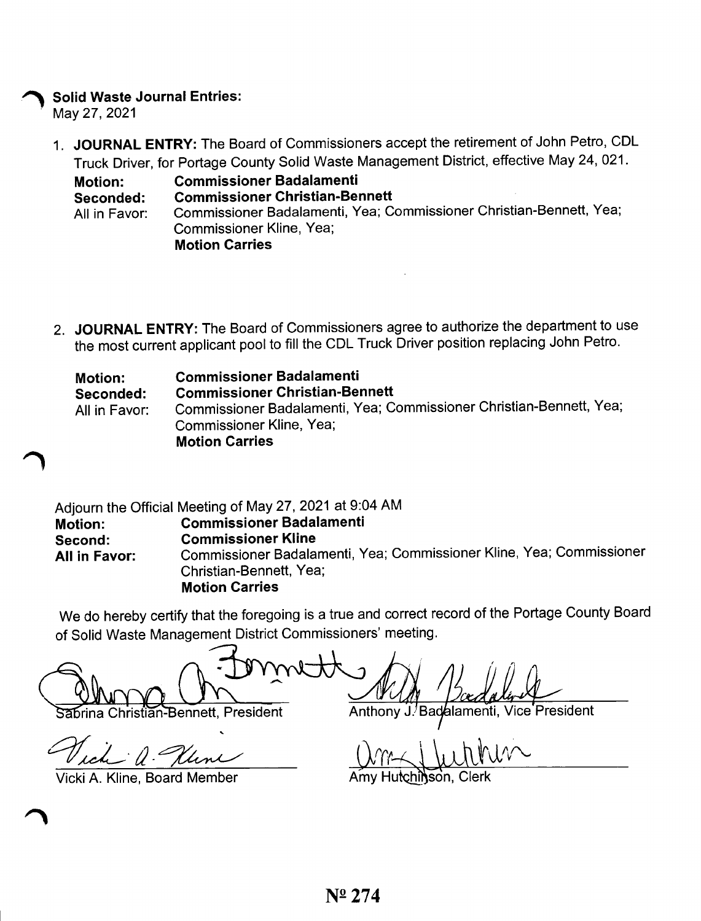**Solid Waste Journal Entries:**
May 27, 2021

1. **JOURNAL ENTRY:** The Board of Commissioners accept the retirement of John Petro, CDL Truck Driver, for Portage County Solid Waste Management District, effective May 24, 021.

   **Motion:** **Commissioner Badalamenti**
   **Seconded:** **Commissioner Christian-Bennett**
   All in Favor: Commissioner Badalamenti, Yea; Commissioner Christian-Bennett, Yea; Commissioner Kline, Yea;
   **Motion Carries**

2. **JOURNAL ENTRY:** The Board of Commissioners agree to authorize the department to use the most current applicant pool to fill the CDL Truck Driver position replacing John Petro.

   **Motion:** **Commissioner Badalamenti**
   **Seconded:** **Commissioner Christian-Bennett**
   All in Favor: Commissioner Badalamenti, Yea; Commissioner Christian-Bennett, Yea; Commissioner Kline, Yea;
   **Motion Carries**

Adjourn the Official Meeting of May 27, 2021 at 9:04 AM
**Motion:** **Commissioner Badalamenti**
**Second:** **Commissioner Kline**
**All in Favor:** Commissioner Badalamenti, Yea; Commissioner Kline, Yea; Commissioner Christian-Bennett, Yea;
**Motion Carries**

We do hereby certify that the foregoing is a true and correct record of the Portage County Board of Solid Waste Management District Commissioners' meeting.

Sabrina Christian-Bennett, President

Anthony J. Badalamenti, Vice President

Vicki A. Kline, Board Member

Amy Hutchinson, Clerk

№ 274